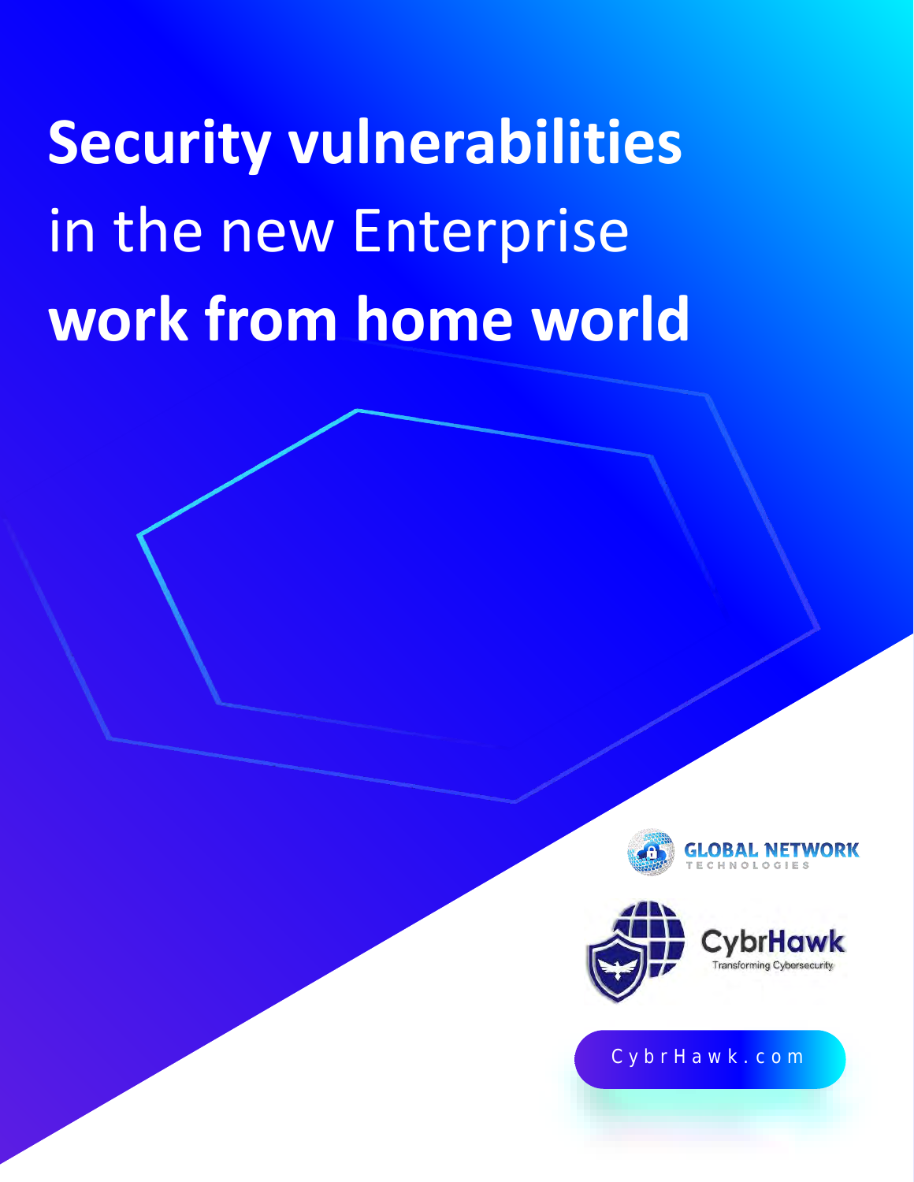# **Security vulnerabilities** in the new Enterprise **work from home world**

GLOBAL NETWORK TECHNOLOGIES

CybrHawk
Transforming Cybersecurity

CybrHawk.com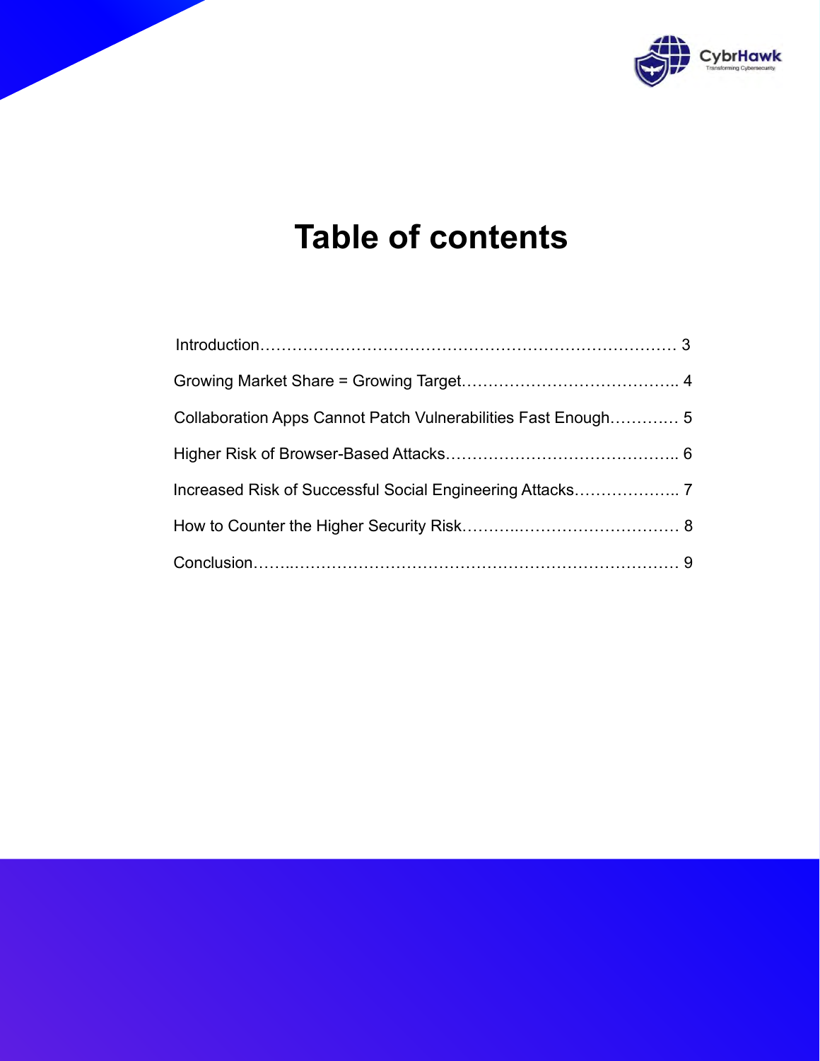# Table of contents

Introduction………………………………………………………………………. 3

Growing Market Share = Growing Target………………………………….. 4

Collaboration Apps Cannot Patch Vulnerabilities Fast Enough…………. 5

Higher Risk of Browser-Based Attacks…………………………………….. 6

Increased Risk of Successful Social Engineering Attacks……………….. 7

How to Counter the Higher Security Risk……….………………………… 8

Conclusion……..…………………………………………………………… 9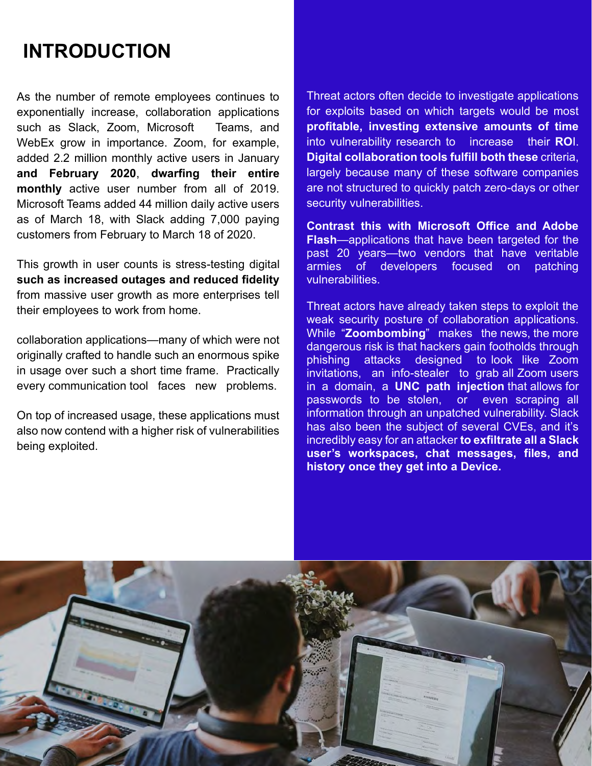# INTRODUCTION

As the number of remote employees continues to exponentially increase, collaboration applications such as Slack, Zoom, Microsoft Teams, and WebEx grow in importance. Zoom, for example, added 2.2 million monthly active users in January **and February 2020**, **dwarfing their entire monthly** active user number from all of 2019. Microsoft Teams added 44 million daily active users as of March 18, with Slack adding 7,000 paying customers from February to March 18 of 2020.

This growth in user counts is stress-testing digital **such as increased outages and reduced fidelity** from massive user growth as more enterprises tell their employees to work from home.

collaboration applications—many of which were not originally crafted to handle such an enormous spike in usage over such a short time frame. Practically every communication tool faces new problems.

On top of increased usage, these applications must also now contend with a higher risk of vulnerabilities being exploited.

Threat actors often decide to investigate applications for exploits based on which targets would be most **profitable, investing extensive amounts of time** into vulnerability research to increase their **RO**I. **Digital collaboration tools fulfill both these** criteria, largely because many of these software companies are not structured to quickly patch zero-days or other security vulnerabilities.

**Contrast this with Microsoft Office and Adobe Flash**—applications that have been targeted for the past 20 years—two vendors that have veritable armies of developers focused on patching vulnerabilities.

Threat actors have already taken steps to exploit the weak security posture of collaboration applications. While "**Zoombombing**" makes the news, the more dangerous risk is that hackers gain footholds through phishing attacks designed to look like Zoom invitations, an info-stealer to grab all Zoom users in a domain, a **UNC path injection** that allows for passwords to be stolen, or even scraping all information through an unpatched vulnerability. Slack has also been the subject of several CVEs, and it's incredibly easy for an attacker **to exfiltrate all a Slack user's workspaces, chat messages, files, and history once they get into a Device.**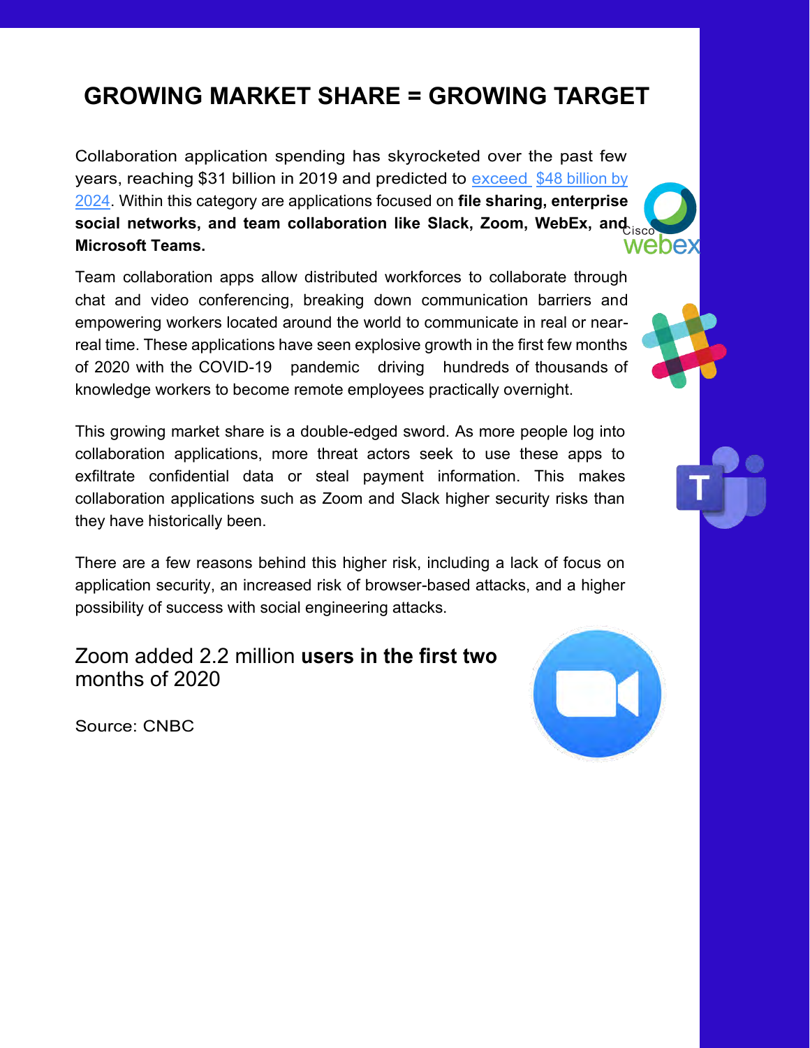# GROWING MARKET SHARE = GROWING TARGET

Collaboration application spending has skyrocketed over the past few years, reaching $31 billion in 2019 and predicted to exceed $48 billion by 2024. Within this category are applications focused on **file sharing, enterprise social networks, and team collaboration like Slack, Zoom, WebEx, and Microsoft Teams.**

Team collaboration apps allow distributed workforces to collaborate through chat and video conferencing, breaking down communication barriers and empowering workers located around the world to communicate in real or near-real time. These applications have seen explosive growth in the first few months of 2020 with the COVID-19 pandemic driving hundreds of thousands of knowledge workers to become remote employees practically overnight.

This growing market share is a double-edged sword. As more people log into collaboration applications, more threat actors seek to use these apps to exfiltrate confidential data or steal payment information. This makes collaboration applications such as Zoom and Slack higher security risks than they have historically been.

There are a few reasons behind this higher risk, including a lack of focus on application security, an increased risk of browser-based attacks, and a higher possibility of success with social engineering attacks.

Zoom added 2.2 million **users in the first two** months of 2020

Source: CNBC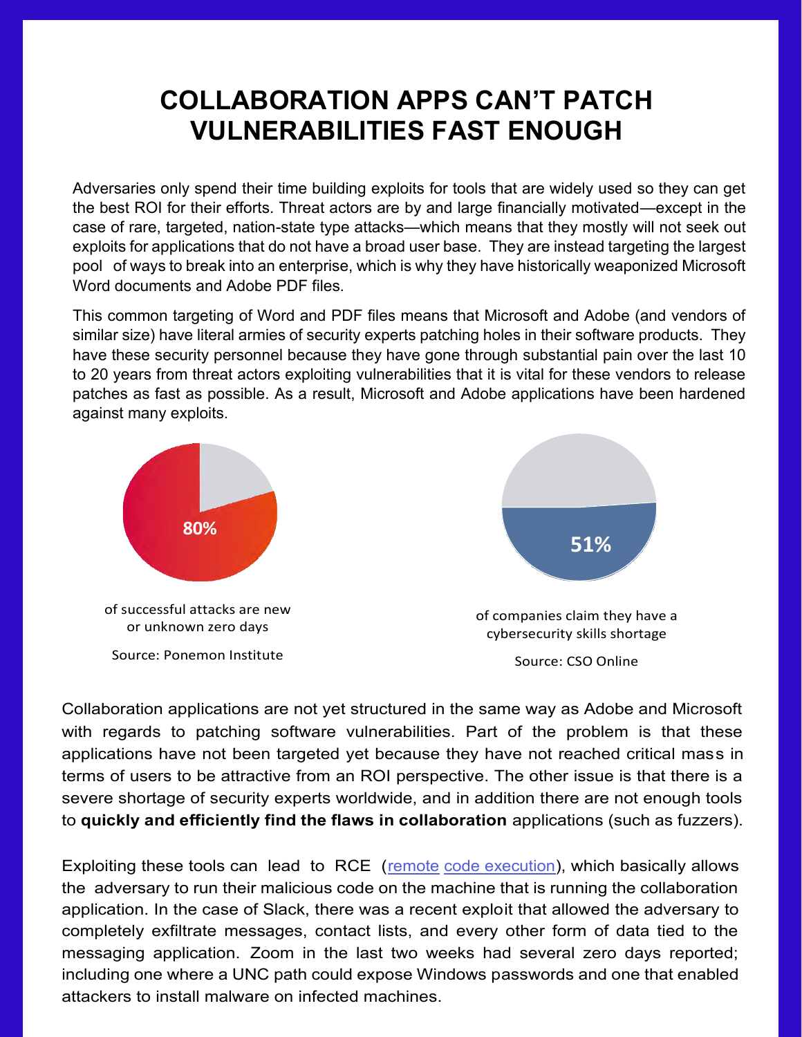# COLLABORATION APPS CAN'T PATCH VULNERABILITIES FAST ENOUGH

Adversaries only spend their time building exploits for tools that are widely used so they can get the best ROI for their efforts. Threat actors are by and large financially motivated—except in the case of rare, targeted, nation-state type attacks—which means that they mostly will not seek out exploits for applications that do not have a broad user base. They are instead targeting the largest pool of ways to break into an enterprise, which is why they have historically weaponized Microsoft Word documents and Adobe PDF files.

This common targeting of Word and PDF files means that Microsoft and Adobe (and vendors of similar size) have literal armies of security experts patching holes in their software products. They have these security personnel because they have gone through substantial pain over the last 10 to 20 years from threat actors exploiting vulnerabilities that it is vital for these vendors to release patches as fast as possible. As a result, Microsoft and Adobe applications have been hardened against many exploits.

**80%**

of successful attacks are new or unknown zero days

Source: Ponemon Institute

**51%**

of companies claim they have a cybersecurity skills shortage

Source: CSO Online

Collaboration applications are not yet structured in the same way as Adobe and Microsoft with regards to patching software vulnerabilities. Part of the problem is that these applications have not been targeted yet because they have not reached critical mass in terms of users to be attractive from an ROI perspective. The other issue is that there is a severe shortage of security experts worldwide, and in addition there are not enough tools to **quickly and efficiently find the flaws in collaboration** applications (such as fuzzers).

Exploiting these tools can lead to RCE (remote code execution), which basically allows the adversary to run their malicious code on the machine that is running the collaboration application. In the case of Slack, there was a recent exploit that allowed the adversary to completely exfiltrate messages, contact lists, and every other form of data tied to the messaging application. Zoom in the last two weeks had several zero days reported; including one where a UNC path could expose Windows passwords and one that enabled attackers to install malware on infected machines.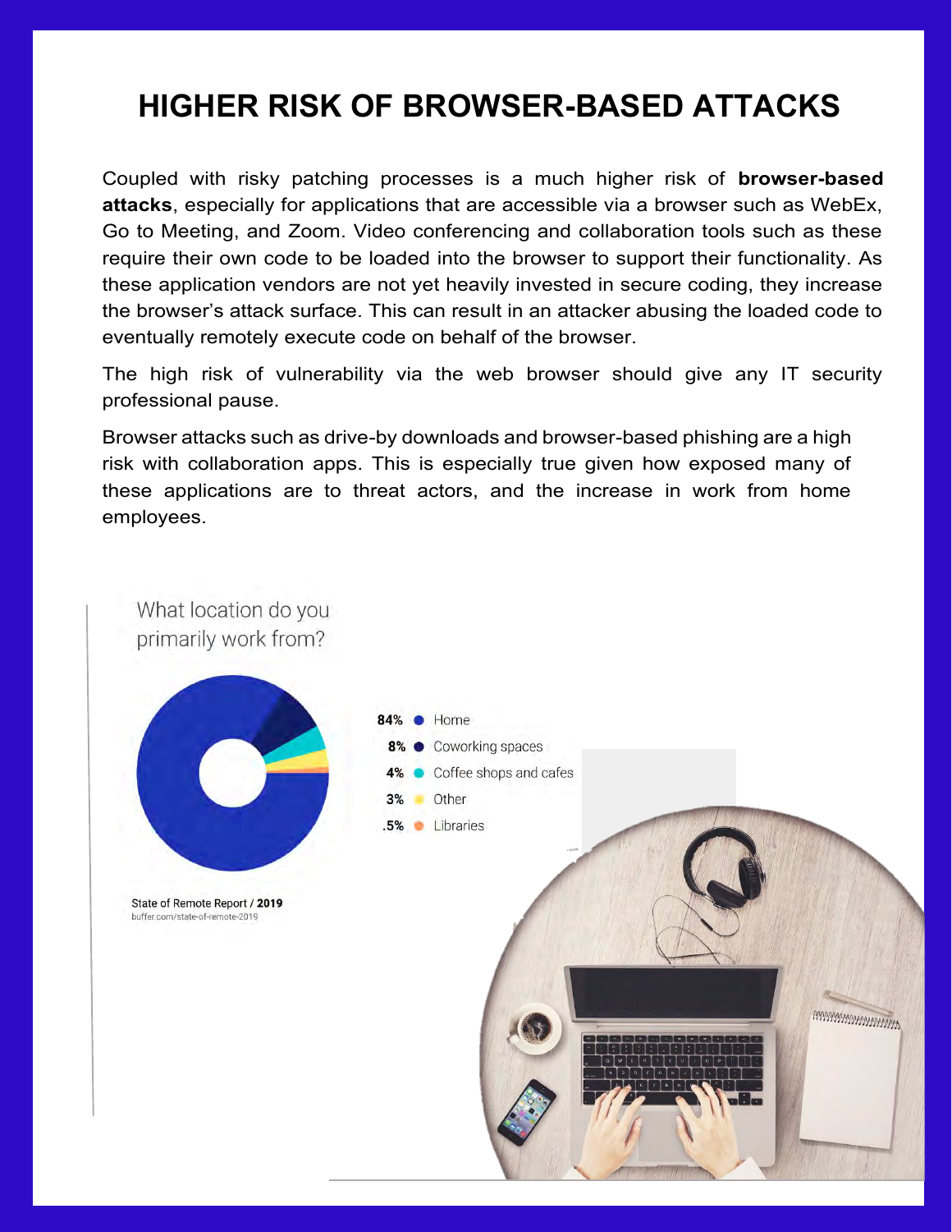# HIGHER RISK OF BROWSER-BASED ATTACKS

Coupled with risky patching processes is a much higher risk of **browser-based attacks**, especially for applications that are accessible via a browser such as WebEx, Go to Meeting, and Zoom. Video conferencing and collaboration tools such as these require their own code to be loaded into the browser to support their functionality. As these application vendors are not yet heavily invested in secure coding, they increase the browser's attack surface. This can result in an attacker abusing the loaded code to eventually remotely execute code on behalf of the browser.

The high risk of vulnerability via the web browser should give any IT security professional pause.

Browser attacks such as drive-by downloads and browser-based phishing are a high risk with collaboration apps. This is especially true given how exposed many of these applications are to threat actors, and the increase in work from home employees.

What location do you primarily work from?

| Percentage | Location |
| --- | --- |
| 84% | Home |
| 8% | Coworking spaces |
| 4% | Coffee shops and cafes |
| 3% | Other |
| .5% | Libraries |

State of Remote Report / **2019**
buffer.com/state-of-remote-2019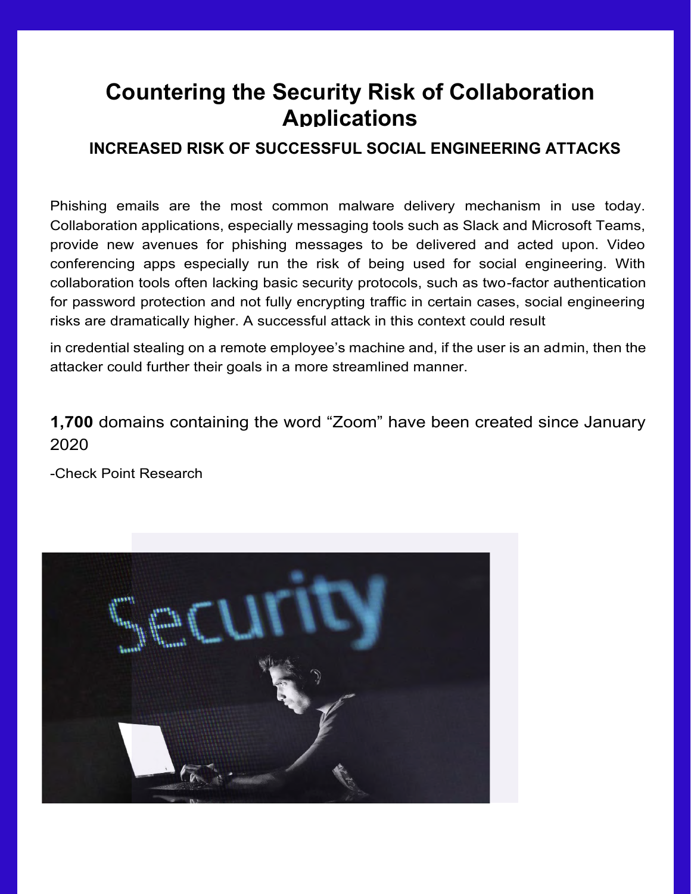# Countering the Security Risk of Collaboration Applications

## INCREASED RISK OF SUCCESSFUL SOCIAL ENGINEERING ATTACKS

Phishing emails are the most common malware delivery mechanism in use today. Collaboration applications, especially messaging tools such as Slack and Microsoft Teams, provide new avenues for phishing messages to be delivered and acted upon. Video conferencing apps especially run the risk of being used for social engineering. With collaboration tools often lacking basic security protocols, such as two-factor authentication for password protection and not fully encrypting traffic in certain cases, social engineering risks are dramatically higher. A successful attack in this context could result in credential stealing on a remote employee's machine and, if the user is an admin, then the attacker could further their goals in a more streamlined manner.

**1,700** domains containing the word "Zoom" have been created since January 2020

-Check Point Research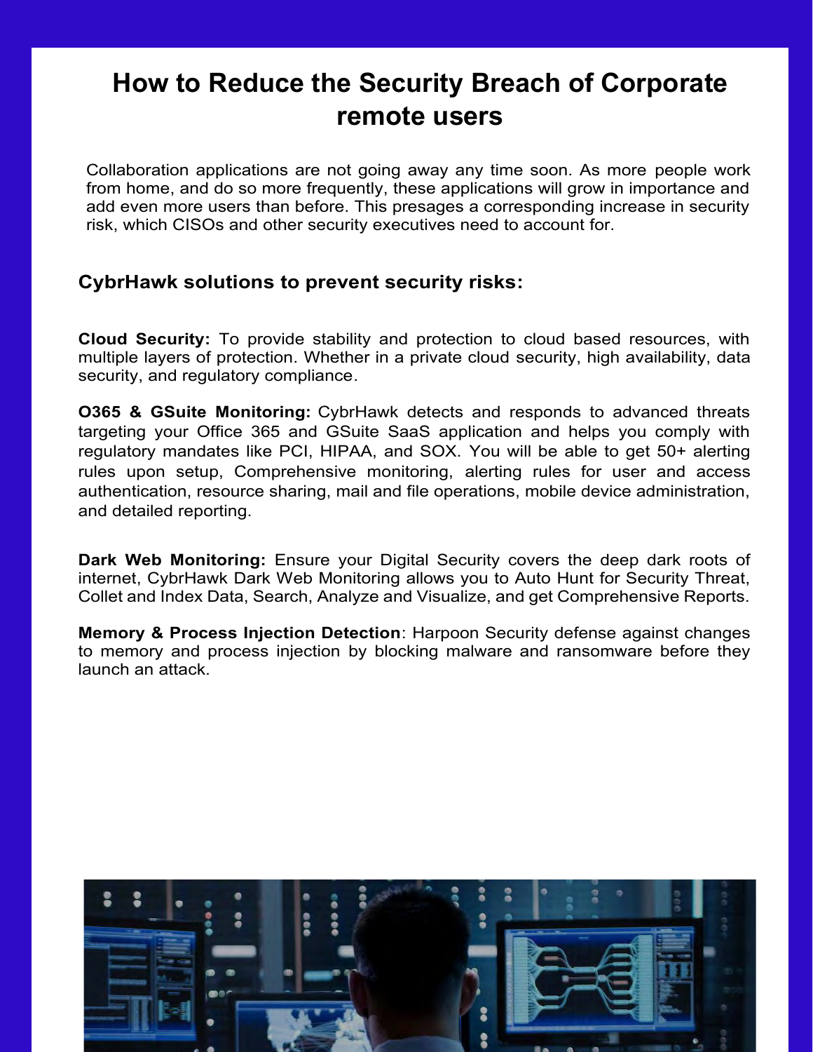# How to Reduce the Security Breach of Corporate remote users

Collaboration applications are not going away any time soon. As more people work from home, and do so more frequently, these applications will grow in importance and add even more users than before. This presages a corresponding increase in security risk, which CISOs and other security executives need to account for.

## CybrHawk solutions to prevent security risks:

**Cloud Security:** To provide stability and protection to cloud based resources, with multiple layers of protection. Whether in a private cloud security, high availability, data security, and regulatory compliance.

**O365 & GSuite Monitoring:** CybrHawk detects and responds to advanced threats targeting your Office 365 and GSuite SaaS application and helps you comply with regulatory mandates like PCI, HIPAA, and SOX. You will be able to get 50+ alerting rules upon setup, Comprehensive monitoring, alerting rules for user and access authentication, resource sharing, mail and file operations, mobile device administration, and detailed reporting.

**Dark Web Monitoring:** Ensure your Digital Security covers the deep dark roots of internet, CybrHawk Dark Web Monitoring allows you to Auto Hunt for Security Threat, Collet and Index Data, Search, Analyze and Visualize, and get Comprehensive Reports.

**Memory & Process Injection Detection**: Harpoon Security defense against changes to memory and process injection by blocking malware and ransomware before they launch an attack.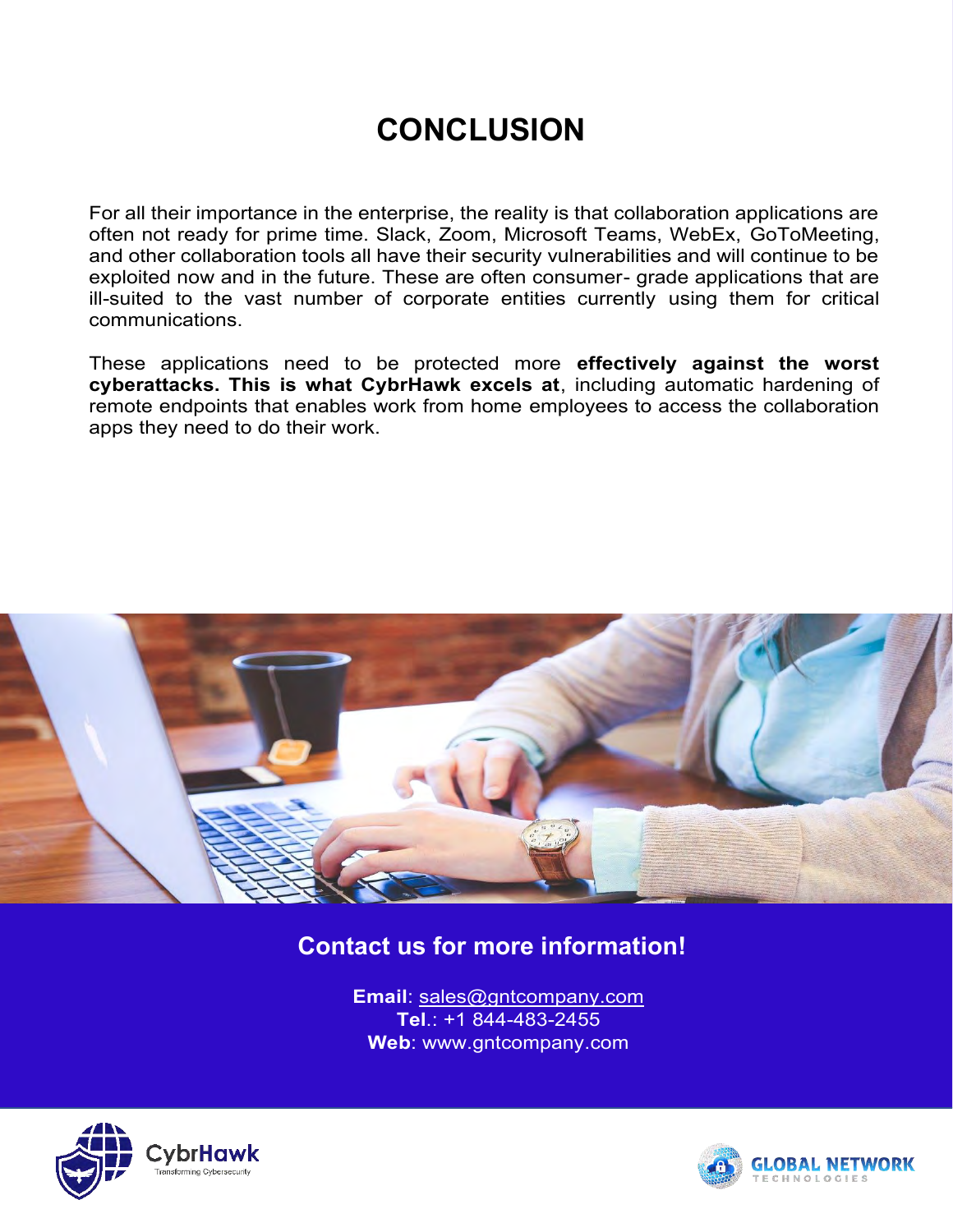# CONCLUSION

For all their importance in the enterprise, the reality is that collaboration applications are often not ready for prime time. Slack, Zoom, Microsoft Teams, WebEx, GoToMeeting, and other collaboration tools all have their security vulnerabilities and will continue to be exploited now and in the future. These are often consumer- grade applications that are ill-suited to the vast number of corporate entities currently using them for critical communications.

These applications need to be protected more **effectively against the worst cyberattacks. This is what CybrHawk excels at**, including automatic hardening of remote endpoints that enables work from home employees to access the collaboration apps they need to do their work.

## Contact us for more information!

**Email**: sales@gntcompany.com
**Tel**.: +1 844-483-2455
**Web**: www.gntcompany.com

CybrHawk
Transforming Cybersecurity

GLOBAL NETWORK
TECHNOLOGIES